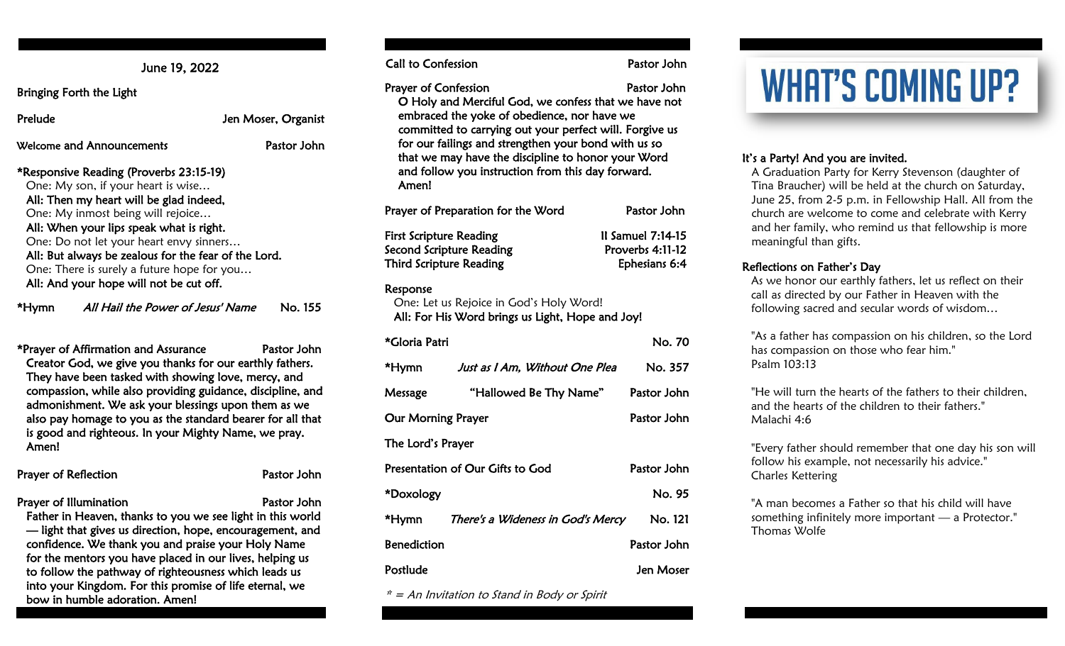June 19, 2022

Bringing Forth the Light

Prelude — Jen Moser, Organist

Welcome and Announcements — Pastor John

*Responsive Reading (Proverbs 23:15-19)
One: My son, if your heart is wise…
**All: Then my heart will be glad indeed,**
One: My inmost being will rejoice…
**All: When your lips speak what is right.**
One: Do not let your heart envy sinners…
**All: But always be zealous for the fear of the Lord.**
One: There is surely a future hope for you…
**All: And your hope will not be cut off.**

*Hymn *All Hail the Power of Jesus' Name* No. 155

*Prayer of Affirmation and Assurance — Pastor John
**Creator God, we give you thanks for our earthly fathers. They have been tasked with showing love, mercy, and compassion, while also providing guidance, discipline, and admonishment. We ask your blessings upon them as we also pay homage to you as the standard bearer for all that is good and righteous. In your Mighty Name, we pray. Amen!**

Prayer of Reflection — Pastor John

Prayer of Illumination — Pastor John
**Father in Heaven, thanks to you we see light in this world — light that gives us direction, hope, encouragement, and confidence. We thank you and praise your Holy Name for the mentors you have placed in our lives, helping us to follow the pathway of righteousness which leads us into your Kingdom. For this promise of life eternal, we bow in humble adoration. Amen!**

Call to Confession — Pastor John

Prayer of Confession — Pastor John
**O Holy and Merciful God, we confess that we have not embraced the yoke of obedience, nor have we committed to carrying out your perfect will. Forgive us for our failings and strengthen your bond with us so that we may have the discipline to honor your Word and follow you instruction from this day forward. Amen!**

Prayer of Preparation for the Word — Pastor John

First Scripture Reading — II Samuel 7:14-15
Second Scripture Reading — Proverbs 4:11-12
Third Scripture Reading — Ephesians 6:4

Response
One: Let us Rejoice in God's Holy Word!
**All: For His Word brings us Light, Hope and Joy!**

*Gloria Patri — No. 70

*Hymn *Just as I Am, Without One Plea* No. 357

Message "Hallowed Be Thy Name" Pastor John

Our Morning Prayer — Pastor John

The Lord's Prayer

Presentation of Our Gifts to God — Pastor John

*Doxology — No. 95

*Hymn *There's a Wideness in God's Mercy* No. 121

Benediction — Pastor John

Postlude — Jen Moser

*\* = An Invitation to Stand in Body or Spirit*

# WHAT'S COMING UP?

**It's a Party! And you are invited.**
A Graduation Party for Kerry Stevenson (daughter of Tina Braucher) will be held at the church on Saturday, June 25, from 2-5 p.m. in Fellowship Hall. All from the church are welcome to come and celebrate with Kerry and her family, who remind us that fellowship is more meaningful than gifts.

**Reflections on Father's Day**
As we honor our earthly fathers, let us reflect on their call as directed by our Father in Heaven with the following sacred and secular words of wisdom…

"As a father has compassion on his children, so the Lord has compassion on those who fear him."
Psalm 103:13

"He will turn the hearts of the fathers to their children, and the hearts of the children to their fathers."
Malachi 4:6

"Every father should remember that one day his son will follow his example, not necessarily his advice."
Charles Kettering

"A man becomes a Father so that his child will have something infinitely more important — a Protector."
Thomas Wolfe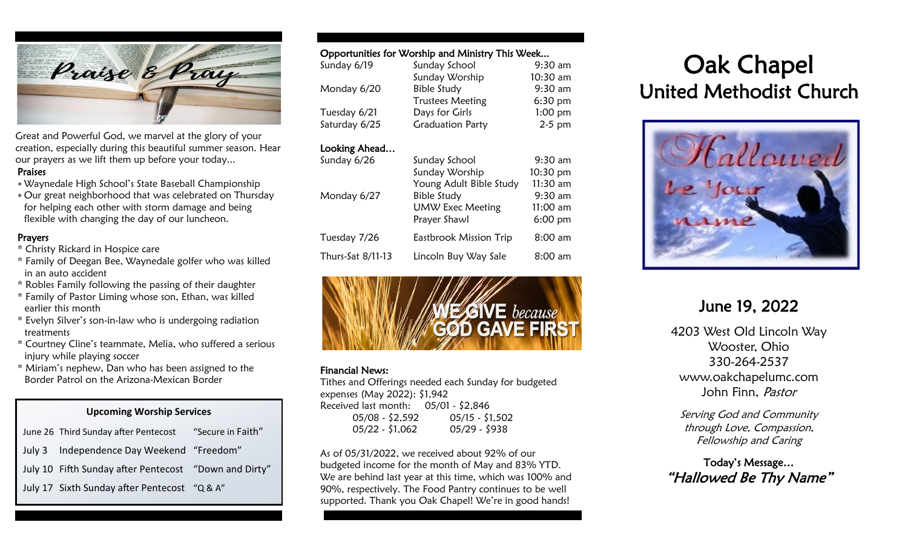Great and Powerful God, we marvel at the glory of your creation, especially during this beautiful summer season. Hear our prayers as we lift them up before your today...

**Praises**

- Waynedale High School's State Baseball Championship
- Our great neighborhood that was celebrated on Thursday for helping each other with storm damage and being flexible with changing the day of our luncheon.

**Prayers**

- Christy Rickard in Hospice care
- Family of Deegan Bee, Waynedale golfer who was killed in an auto accident
- Robles Family following the passing of their daughter
- Family of Pastor Liming whose son, Ethan, was killed earlier this month
- Evelyn Silver's son-in-law who is undergoing radiation treatments
- Courtney Cline's teammate, Melia, who suffered a serious injury while playing soccer
- Miriam's nephew, Dan who has been assigned to the Border Patrol on the Arizona-Mexican Border

**Upcoming Worship Services**

| | | |
|---|---|---|
| June 26 | Third Sunday after Pentecost | "Secure in Faith" |
| July 3 | Independence Day Weekend | "Freedom" |
| July 10 | Fifth Sunday after Pentecost | "Down and Dirty" |
| July 17 | Sixth Sunday after Pentecost | "Q & A" |

**Opportunities for Worship and Ministry This Week...**

| | | |
|---|---|---|
| Sunday 6/19 | Sunday School | 9:30 am |
| | Sunday Worship | 10:30 am |
| Monday 6/20 | Bible Study | 9:30 am |
| | Trustees Meeting | 6:30 pm |
| Tuesday 6/21 | Days for Girls | 1:00 pm |
| Saturday 6/25 | Graduation Party | 2-5 pm |

**Looking Ahead...**

| | | |
|---|---|---|
| Sunday 6/26 | Sunday School | 9:30 am |
| | Sunday Worship | 10:30 pm |
| | Young Adult Bible Study | 11:30 am |
| Monday 6/27 | Bible Study | 9:30 am |
| | UMW Exec Meeting | 11:00 am |
| | Prayer Shawl | 6:00 pm |
| Tuesday 7/26 | Eastbrook Mission Trip | 8:00 am |
| Thurs-Sat 8/11-13 | Lincoln Buy Way Sale | 8:00 am |

WE GIVE *because* GOD GAVE FIRST

**Financial News:**

Tithes and Offerings needed each Sunday for budgeted expenses (May 2022): $1,942

Received last month: 05/01 - $2,846
05/08 - $2,592 05/15 - $1,502
05/22 - $1,062 05/29 - $938

As of 05/31/2022, we received about 92% of our budgeted income for the month of May and 83% YTD. We are behind last year at this time, which was 100% and 90%, respectively. The Food Pantry continues to be well supported. Thank you Oak Chapel! We're in good hands!

# Oak Chapel
## United Methodist Church

Hallowed be Your name

## June 19, 2022

4203 West Old Lincoln Way
Wooster, Ohio
330-264-2537
www.oakchapelumc.com
John Finn, *Pastor*

*Serving God and Community through Love, Compassion, Fellowship and Caring*

**Today's Message...**
***"Hallowed Be Thy Name"***